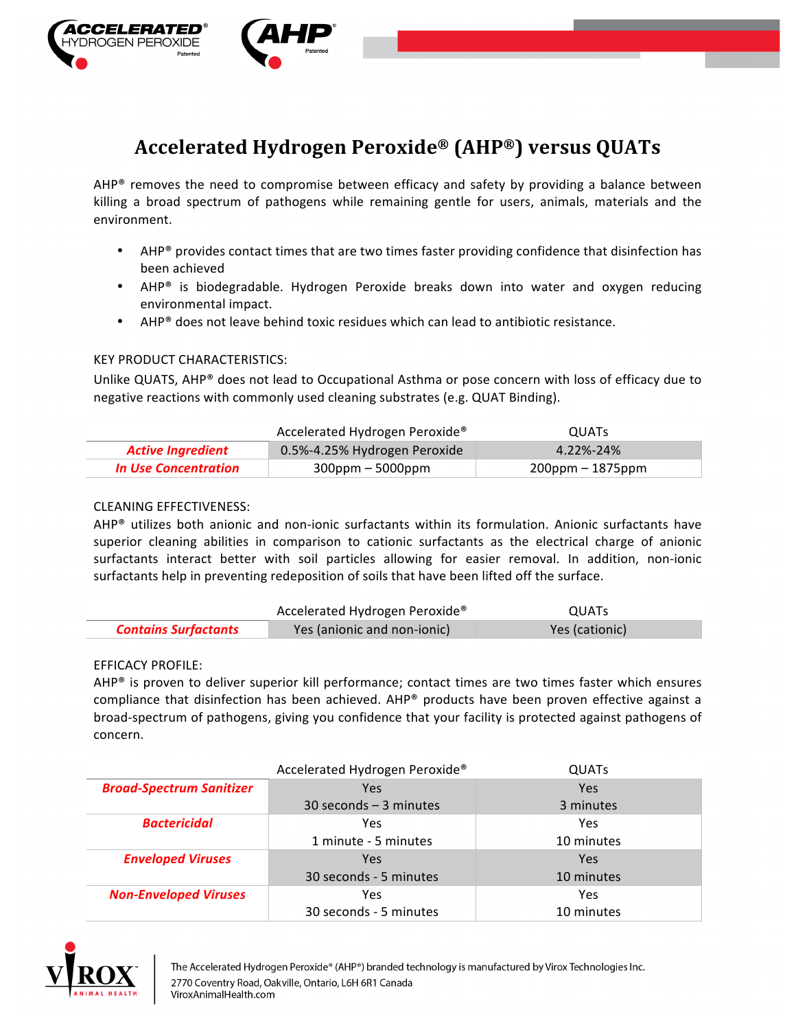# Accelerated Hydrogen Peroxide® (AHP®) versus QUATs

AHP® removes the need to compromise between efficacy and safety by providing a balance between killing a broad spectrum of pathogens while remaining gentle for users, animals, materials and the environment.

- AHP® provides contact times that are two times faster providing confidence that disinfection has been achieved
- AHP® is biodegradable. Hydrogen Peroxide breaks down into water and oxygen reducing environmental impact.
- AHP® does not leave behind toxic residues which can lead to antibiotic resistance.

KEY PRODUCT CHARACTERISTICS:

Unlike QUATS, AHP® does not lead to Occupational Asthma or pose concern with loss of efficacy due to negative reactions with commonly used cleaning substrates (e.g. QUAT Binding).

| | Accelerated Hydrogen Peroxide® | QUATs |
|---|---|---|
| ***Active Ingredient*** | 0.5%-4.25% Hydrogen Peroxide | 4.22%-24% |
| ***In Use Concentration*** | 300ppm – 5000ppm | 200ppm – 1875ppm |

CLEANING EFFECTIVENESS:

AHP® utilizes both anionic and non-ionic surfactants within its formulation. Anionic surfactants have superior cleaning abilities in comparison to cationic surfactants as the electrical charge of anionic surfactants interact better with soil particles allowing for easier removal. In addition, non-ionic surfactants help in preventing redeposition of soils that have been lifted off the surface.

| | Accelerated Hydrogen Peroxide® | QUATs |
|---|---|---|
| ***Contains Surfactants*** | Yes (anionic and non-ionic) | Yes (cationic) |

EFFICACY PROFILE:

AHP® is proven to deliver superior kill performance; contact times are two times faster which ensures compliance that disinfection has been achieved. AHP® products have been proven effective against a broad-spectrum of pathogens, giving you confidence that your facility is protected against pathogens of concern.

| | Accelerated Hydrogen Peroxide® | QUATs |
|---|---|---|
| ***Broad-Spectrum Sanitizer*** | Yes<br>30 seconds – 3 minutes | Yes<br>3 minutes |
| ***Bactericidal*** | Yes<br>1 minute - 5 minutes | Yes<br>10 minutes |
| ***Enveloped Viruses*** | Yes<br>30 seconds - 5 minutes | Yes<br>10 minutes |
| ***Non-Enveloped Viruses*** | Yes<br>30 seconds - 5 minutes | Yes<br>10 minutes |

The Accelerated Hydrogen Peroxide® (AHP®) branded technology is manufactured by Virox Technologies Inc.
2770 Coventry Road, Oakville, Ontario, L6H 6R1 Canada
ViroxAnimalHealth.com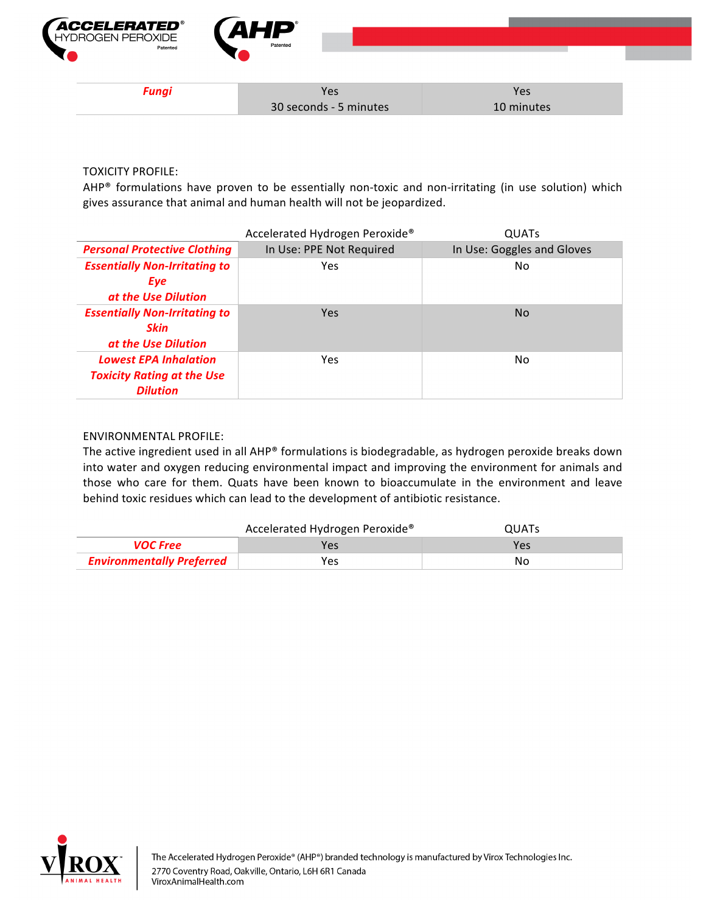| | | |
|---|---|---|
| ***Fungi*** | Yes<br>30 seconds - 5 minutes | Yes<br>10 minutes |

TOXICITY PROFILE:
AHP® formulations have proven to be essentially non-toxic and non-irritating (in use solution) which gives assurance that animal and human health will not be jeopardized.

| | Accelerated Hydrogen Peroxide® | QUATs |
|---|---|---|
| ***Personal Protective Clothing*** | In Use: PPE Not Required | In Use: Goggles and Gloves |
| ***Essentially Non-Irritating to Eye at the Use Dilution*** | Yes | No |
| ***Essentially Non-Irritating to Skin at the Use Dilution*** | Yes | No |
| ***Lowest EPA Inhalation Toxicity Rating at the Use Dilution*** | Yes | No |

ENVIRONMENTAL PROFILE:
The active ingredient used in all AHP® formulations is biodegradable, as hydrogen peroxide breaks down into water and oxygen reducing environmental impact and improving the environment for animals and those who care for them. Quats have been known to bioaccumulate in the environment and leave behind toxic residues which can lead to the development of antibiotic resistance.

| | Accelerated Hydrogen Peroxide® | QUATs |
|---|---|---|
| ***VOC Free*** | Yes | Yes |
| ***Environmentally Preferred*** | Yes | No |

The Accelerated Hydrogen Peroxide® (AHP®) branded technology is manufactured by Virox Technologies Inc.
2770 Coventry Road, Oakville, Ontario, L6H 6R1 Canada
ViroxAnimalHealth.com